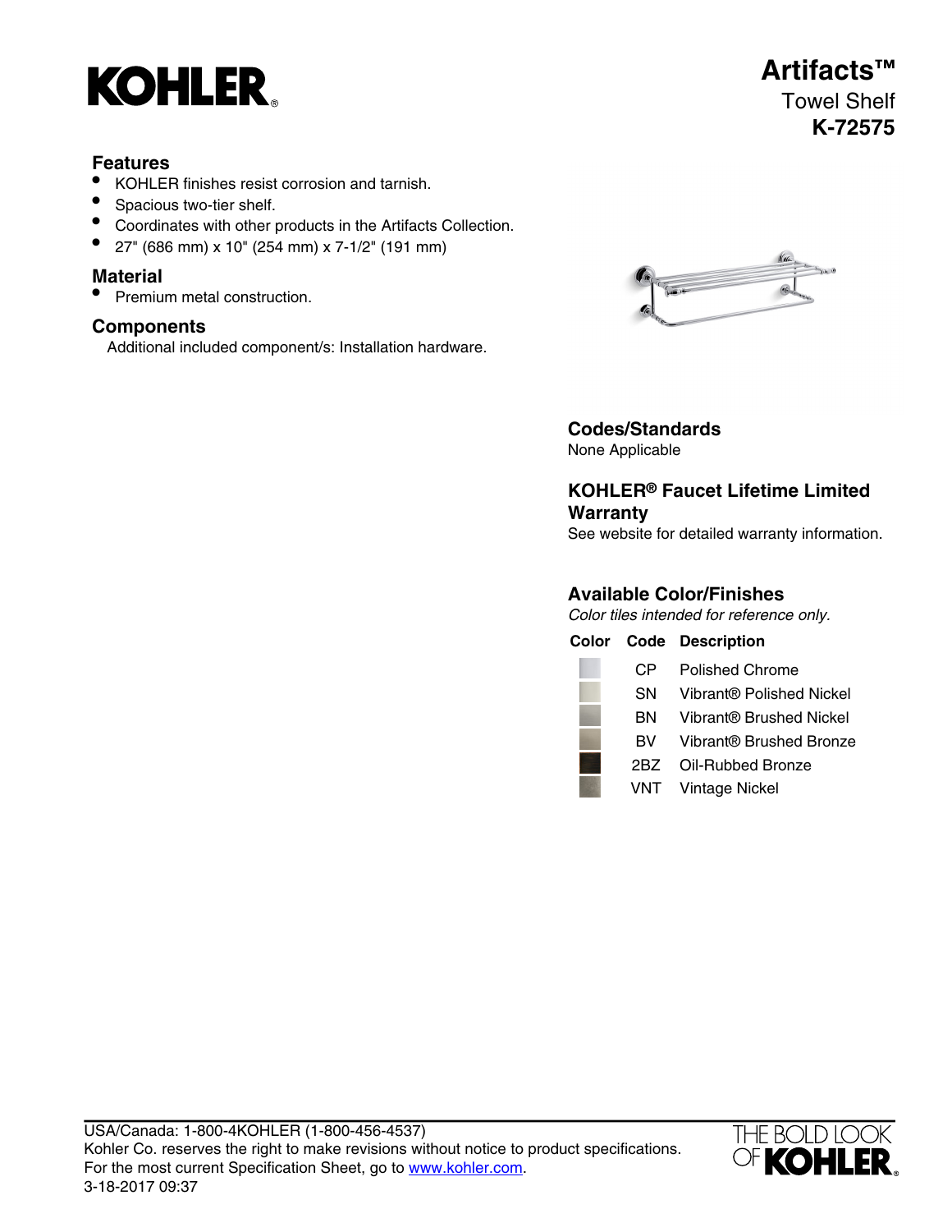# KOHLER

# Artifacts™

Towel Shelf

**K-72575**

## Features

- KOHLER finishes resist corrosion and tarnish.
- Spacious two-tier shelf.
- Coordinates with other products in the Artifacts Collection.
- 27" (686 mm) x 10" (254 mm) x 7-1/2" (191 mm)

## Material

- Premium metal construction.

## Components

Additional included component/s: Installation hardware.

## Codes/Standards

None Applicable

## KOHLER® Faucet Lifetime Limited Warranty

See website for detailed warranty information.

## Available Color/Finishes

*Color tiles intended for reference only.*

| Color | Code | Description |
| --- | --- | --- |
| | CP | Polished Chrome |
| | SN | Vibrant® Polished Nickel |
| | BN | Vibrant® Brushed Nickel |
| | BV | Vibrant® Brushed Bronze |
| | 2BZ | Oil-Rubbed Bronze |
| | VNT | Vintage Nickel |

USA/Canada: 1-800-4KOHLER (1-800-456-4537)
Kohler Co. reserves the right to make revisions without notice to product specifications.
For the most current Specification Sheet, go to www.kohler.com.
3-18-2017 09:37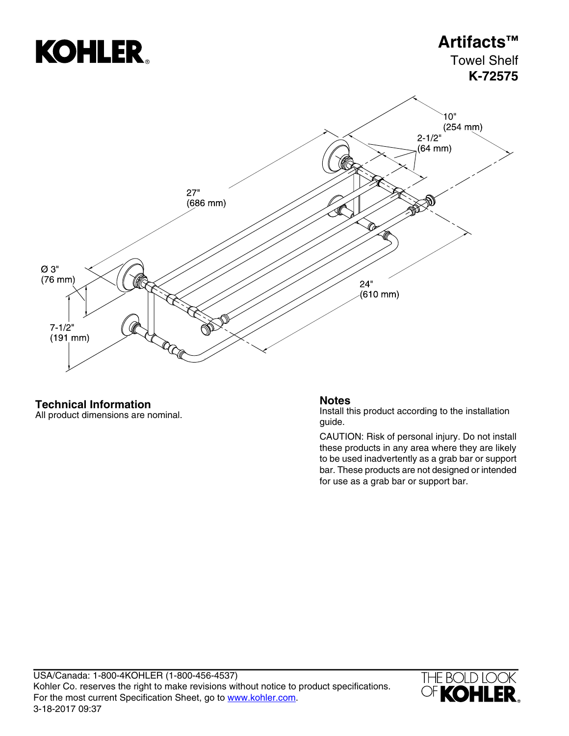# KOHLER

## Artifacts™

Towel Shelf

**K-72575**

10"
(254 mm)

2-1/2"
(64 mm)

27"
(686 mm)

Ø 3"
(76 mm)

24"
(610 mm)

7-1/2"
(191 mm)

### Technical Information

All product dimensions are nominal.

### Notes

Install this product according to the installation guide.

CAUTION: Risk of personal injury. Do not install these products in any area where they are likely to be used inadvertently as a grab bar or support bar. These products are not designed or intended for use as a grab bar or support bar.

USA/Canada: 1-800-4KOHLER (1-800-456-4537)
Kohler Co. reserves the right to make revisions without notice to product specifications.
For the most current Specification Sheet, go to www.kohler.com.
3-18-2017 09:37

THE BOLD LOOK OF **KOHLER**